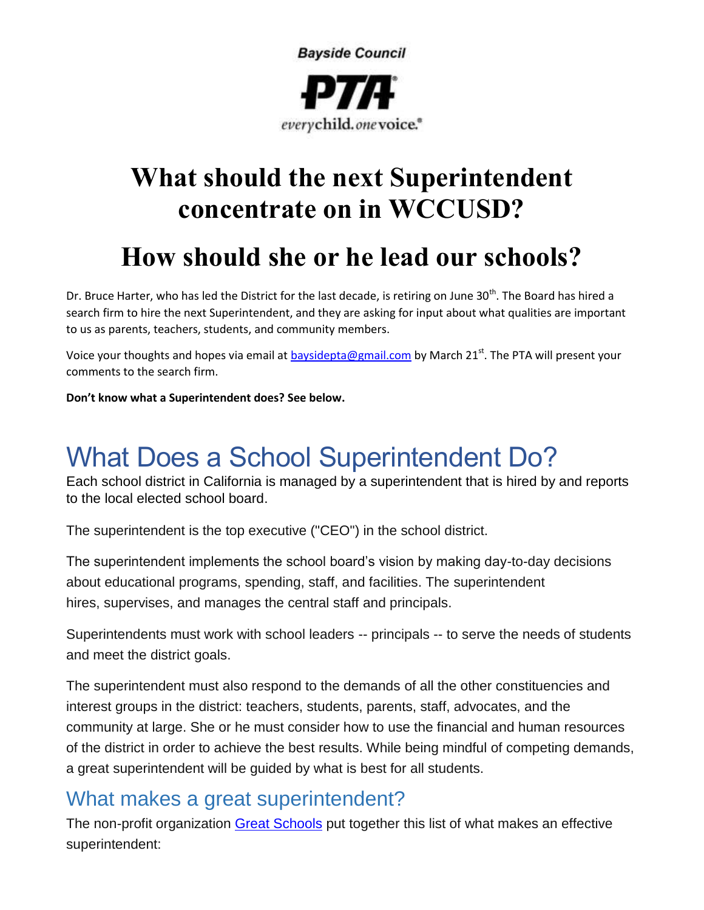Bayside Council

PTA

*every*child. *one* voice.

# What should the next Superintendent concentrate on in WCCUSD?

# How should she or he lead our schools?

Dr. Bruce Harter, who has led the District for the last decade, is retiring on June 30th. The Board has hired a search firm to hire the next Superintendent, and they are asking for input about what qualities are important to us as parents, teachers, students, and community members.

Voice your thoughts and hopes via email at baysidepta@gmail.com by March 21st. The PTA will present your comments to the search firm.

**Don't know what a Superintendent does? See below.**

## What Does a School Superintendent Do?

Each school district in California is managed by a superintendent that is hired by and reports to the local elected school board.

The superintendent is the top executive ("CEO") in the school district.

The superintendent implements the school board's vision by making day-to-day decisions about educational programs, spending, staff, and facilities. The superintendent hires, supervises, and manages the central staff and principals.

Superintendents must work with school leaders -- principals -- to serve the needs of students and meet the district goals.

The superintendent must also respond to the demands of all the other constituencies and interest groups in the district: teachers, students, parents, staff, advocates, and the community at large. She or he must consider how to use the financial and human resources of the district in order to achieve the best results. While being mindful of competing demands, a great superintendent will be guided by what is best for all students.

### What makes a great superintendent?

The non-profit organization Great Schools put together this list of what makes an effective superintendent: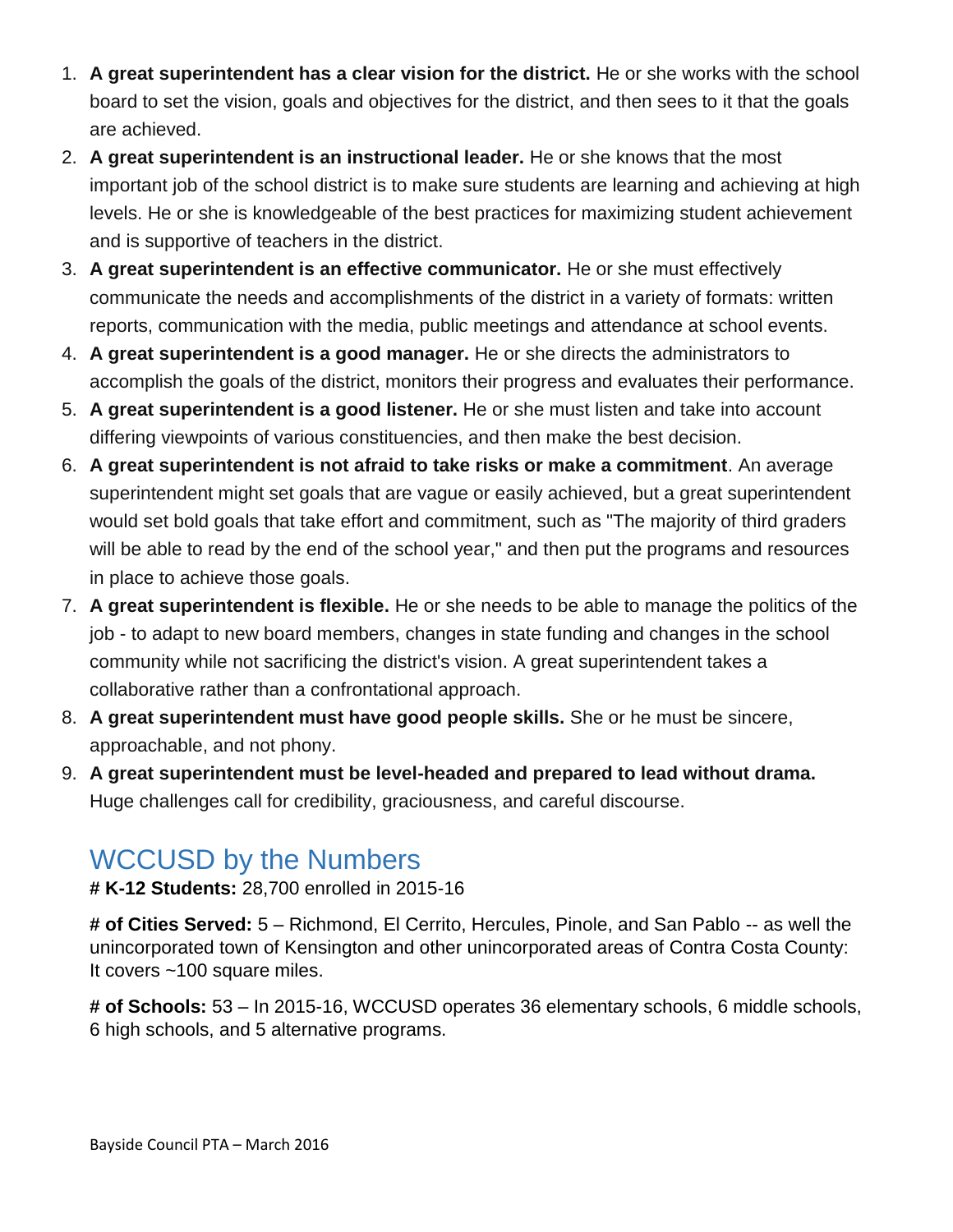1. **A great superintendent has a clear vision for the district.** He or she works with the school board to set the vision, goals and objectives for the district, and then sees to it that the goals are achieved.
2. **A great superintendent is an instructional leader.** He or she knows that the most important job of the school district is to make sure students are learning and achieving at high levels. He or she is knowledgeable of the best practices for maximizing student achievement and is supportive of teachers in the district.
3. **A great superintendent is an effective communicator.** He or she must effectively communicate the needs and accomplishments of the district in a variety of formats: written reports, communication with the media, public meetings and attendance at school events.
4. **A great superintendent is a good manager.** He or she directs the administrators to accomplish the goals of the district, monitors their progress and evaluates their performance.
5. **A great superintendent is a good listener.** He or she must listen and take into account differing viewpoints of various constituencies, and then make the best decision.
6. **A great superintendent is not afraid to take risks or make a commitment**. An average superintendent might set goals that are vague or easily achieved, but a great superintendent would set bold goals that take effort and commitment, such as "The majority of third graders will be able to read by the end of the school year," and then put the programs and resources in place to achieve those goals.
7. **A great superintendent is flexible.** He or she needs to be able to manage the politics of the job - to adapt to new board members, changes in state funding and changes in the school community while not sacrificing the district's vision. A great superintendent takes a collaborative rather than a confrontational approach.
8. **A great superintendent must have good people skills.** She or he must be sincere, approachable, and not phony.
9. **A great superintendent must be level-headed and prepared to lead without drama.** Huge challenges call for credibility, graciousness, and careful discourse.

## WCCUSD by the Numbers

**# K-12 Students:** 28,700 enrolled in 2015-16

**# of Cities Served:** 5 – Richmond, El Cerrito, Hercules, Pinole, and San Pablo -- as well the unincorporated town of Kensington and other unincorporated areas of Contra Costa County: It covers ~100 square miles.

**# of Schools:** 53 – In 2015-16, WCCUSD operates 36 elementary schools, 6 middle schools, 6 high schools, and 5 alternative programs.

Bayside Council PTA – March 2016